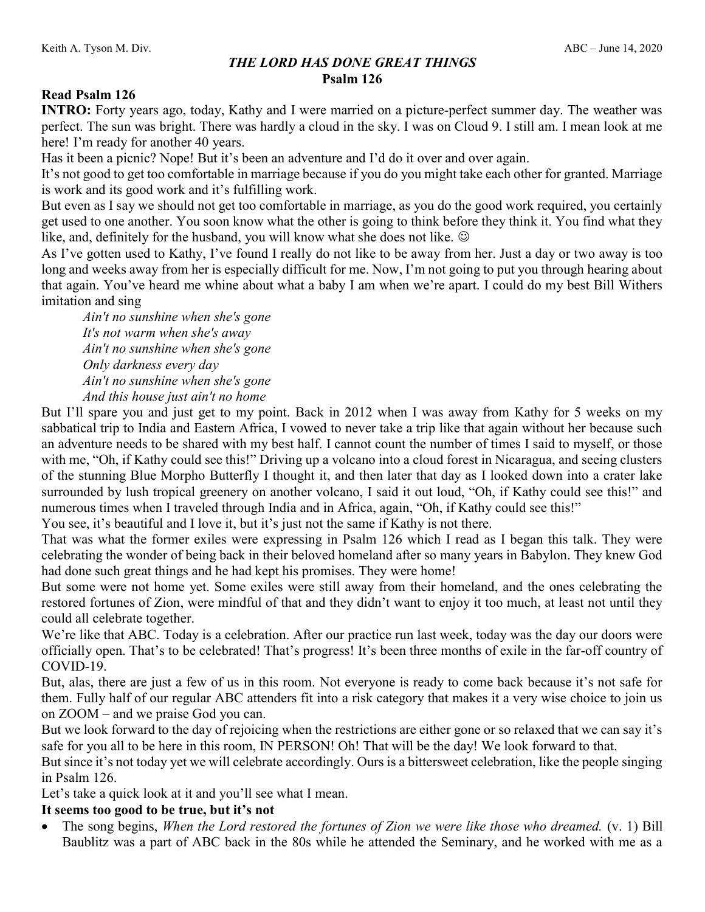Keith A. Tyson M. Div. ABC – June 14, 2020

# *THE LORD HAS DONE GREAT THINGS*

## Psalm 126

**Read Psalm 126**

**INTRO:** Forty years ago, today, Kathy and I were married on a picture-perfect summer day. The weather was perfect. The sun was bright. There was hardly a cloud in the sky. I was on Cloud 9. I still am. I mean look at me here! I'm ready for another 40 years.

Has it been a picnic? Nope! But it's been an adventure and I'd do it over and over again.

It's not good to get too comfortable in marriage because if you do you might take each other for granted. Marriage is work and its good work and it's fulfilling work.

But even as I say we should not get too comfortable in marriage, as you do the good work required, you certainly get used to one another. You soon know what the other is going to think before they think it. You find what they like, and, definitely for the husband, you will know what she does not like. ☺

As I've gotten used to Kathy, I've found I really do not like to be away from her. Just a day or two away is too long and weeks away from her is especially difficult for me. Now, I'm not going to put you through hearing about that again. You've heard me whine about what a baby I am when we're apart. I could do my best Bill Withers imitation and sing

> *Ain't no sunshine when she's gone*
> *It's not warm when she's away*
> *Ain't no sunshine when she's gone*
> *Only darkness every day*
> *Ain't no sunshine when she's gone*
> *And this house just ain't no home*

But I'll spare you and just get to my point. Back in 2012 when I was away from Kathy for 5 weeks on my sabbatical trip to India and Eastern Africa, I vowed to never take a trip like that again without her because such an adventure needs to be shared with my best half. I cannot count the number of times I said to myself, or those with me, "Oh, if Kathy could see this!" Driving up a volcano into a cloud forest in Nicaragua, and seeing clusters of the stunning Blue Morpho Butterfly I thought it, and then later that day as I looked down into a crater lake surrounded by lush tropical greenery on another volcano, I said it out loud, "Oh, if Kathy could see this!" and numerous times when I traveled through India and in Africa, again, "Oh, if Kathy could see this!"

You see, it's beautiful and I love it, but it's just not the same if Kathy is not there.

That was what the former exiles were expressing in Psalm 126 which I read as I began this talk. They were celebrating the wonder of being back in their beloved homeland after so many years in Babylon. They knew God had done such great things and he had kept his promises. They were home!

But some were not home yet. Some exiles were still away from their homeland, and the ones celebrating the restored fortunes of Zion, were mindful of that and they didn't want to enjoy it too much, at least not until they could all celebrate together.

We're like that ABC. Today is a celebration. After our practice run last week, today was the day our doors were officially open. That's to be celebrated! That's progress! It's been three months of exile in the far-off country of COVID-19.

But, alas, there are just a few of us in this room. Not everyone is ready to come back because it's not safe for them. Fully half of our regular ABC attenders fit into a risk category that makes it a very wise choice to join us on ZOOM – and we praise God you can.

But we look forward to the day of rejoicing when the restrictions are either gone or so relaxed that we can say it's safe for you all to be here in this room, IN PERSON! Oh! That will be the day! We look forward to that.

But since it's not today yet we will celebrate accordingly. Ours is a bittersweet celebration, like the people singing in Psalm 126.

Let's take a quick look at it and you'll see what I mean.

**It seems too good to be true, but it's not**

- The song begins, *When the Lord restored the fortunes of Zion we were like those who dreamed.* (v. 1) Bill Baublitz was a part of ABC back in the 80s while he attended the Seminary, and he worked with me as a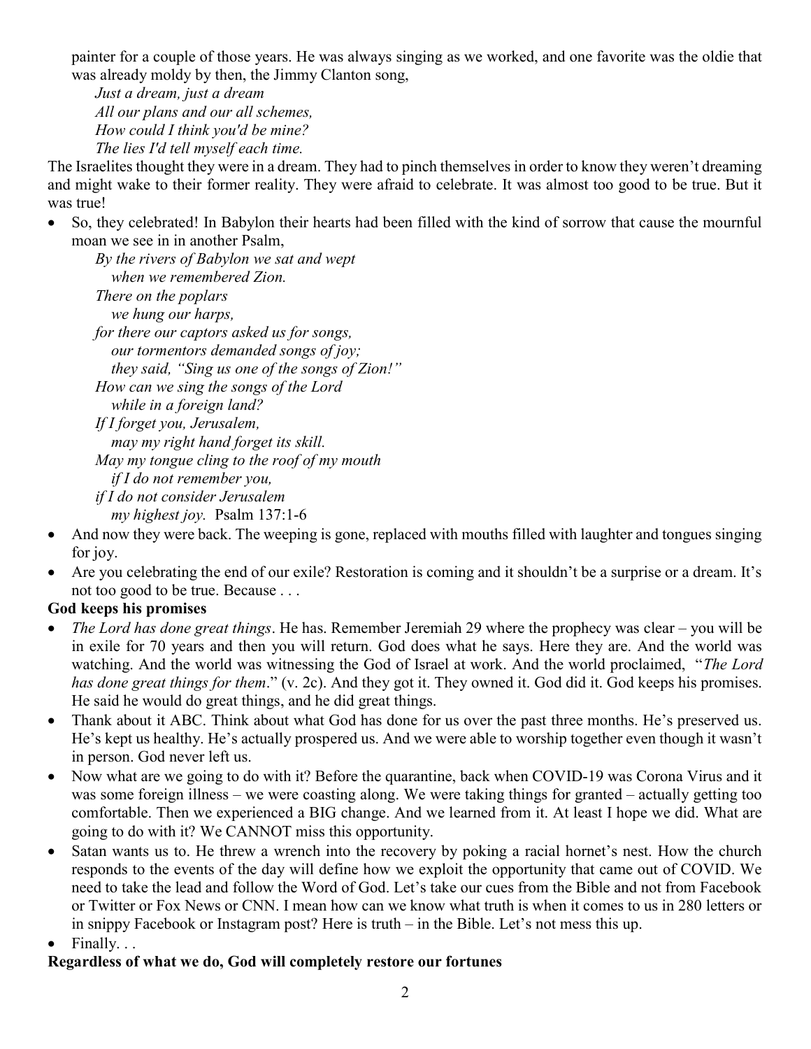painter for a couple of those years. He was always singing as we worked, and one favorite was the oldie that was already moldy by then, the Jimmy Clanton song,

*Just a dream, just a dream*
*All our plans and our all schemes,*
*How could I think you'd be mine?*
*The lies I'd tell myself each time.*

The Israelites thought they were in a dream. They had to pinch themselves in order to know they weren't dreaming and might wake to their former reality. They were afraid to celebrate. It was almost too good to be true. But it was true!

- So, they celebrated! In Babylon their hearts had been filled with the kind of sorrow that cause the mournful moan we see in in another Psalm,

  *By the rivers of Babylon we sat and wept*
  *when we remembered Zion.*
  *There on the poplars*
  *we hung our harps,*
  *for there our captors asked us for songs,*
  *our tormentors demanded songs of joy;*
  *they said, "Sing us one of the songs of Zion!"*
  *How can we sing the songs of the Lord*
  *while in a foreign land?*
  *If I forget you, Jerusalem,*
  *may my right hand forget its skill.*
  *May my tongue cling to the roof of my mouth*
  *if I do not remember you,*
  *if I do not consider Jerusalem*
  *my highest joy.* Psalm 137:1-6

- And now they were back. The weeping is gone, replaced with mouths filled with laughter and tongues singing for joy.
- Are you celebrating the end of our exile? Restoration is coming and it shouldn't be a surprise or a dream. It's not too good to be true. Because . . .

**God keeps his promises**

- *The Lord has done great things*. He has. Remember Jeremiah 29 where the prophecy was clear – you will be in exile for 70 years and then you will return. God does what he says. Here they are. And the world was watching. And the world was witnessing the God of Israel at work. And the world proclaimed, "*The Lord has done great things for them*." (v. 2c). And they got it. They owned it. God did it. God keeps his promises. He said he would do great things, and he did great things.
- Thank about it ABC. Think about what God has done for us over the past three months. He's preserved us. He's kept us healthy. He's actually prospered us. And we were able to worship together even though it wasn't in person. God never left us.
- Now what are we going to do with it? Before the quarantine, back when COVID-19 was Corona Virus and it was some foreign illness – we were coasting along. We were taking things for granted – actually getting too comfortable. Then we experienced a BIG change. And we learned from it. At least I hope we did. What are going to do with it? We CANNOT miss this opportunity.
- Satan wants us to. He threw a wrench into the recovery by poking a racial hornet's nest. How the church responds to the events of the day will define how we exploit the opportunity that came out of COVID. We need to take the lead and follow the Word of God. Let's take our cues from the Bible and not from Facebook or Twitter or Fox News or CNN. I mean how can we know what truth is when it comes to us in 280 letters or in snippy Facebook or Instagram post? Here is truth – in the Bible. Let's not mess this up.
- Finally. . .

**Regardless of what we do, God will completely restore our fortunes**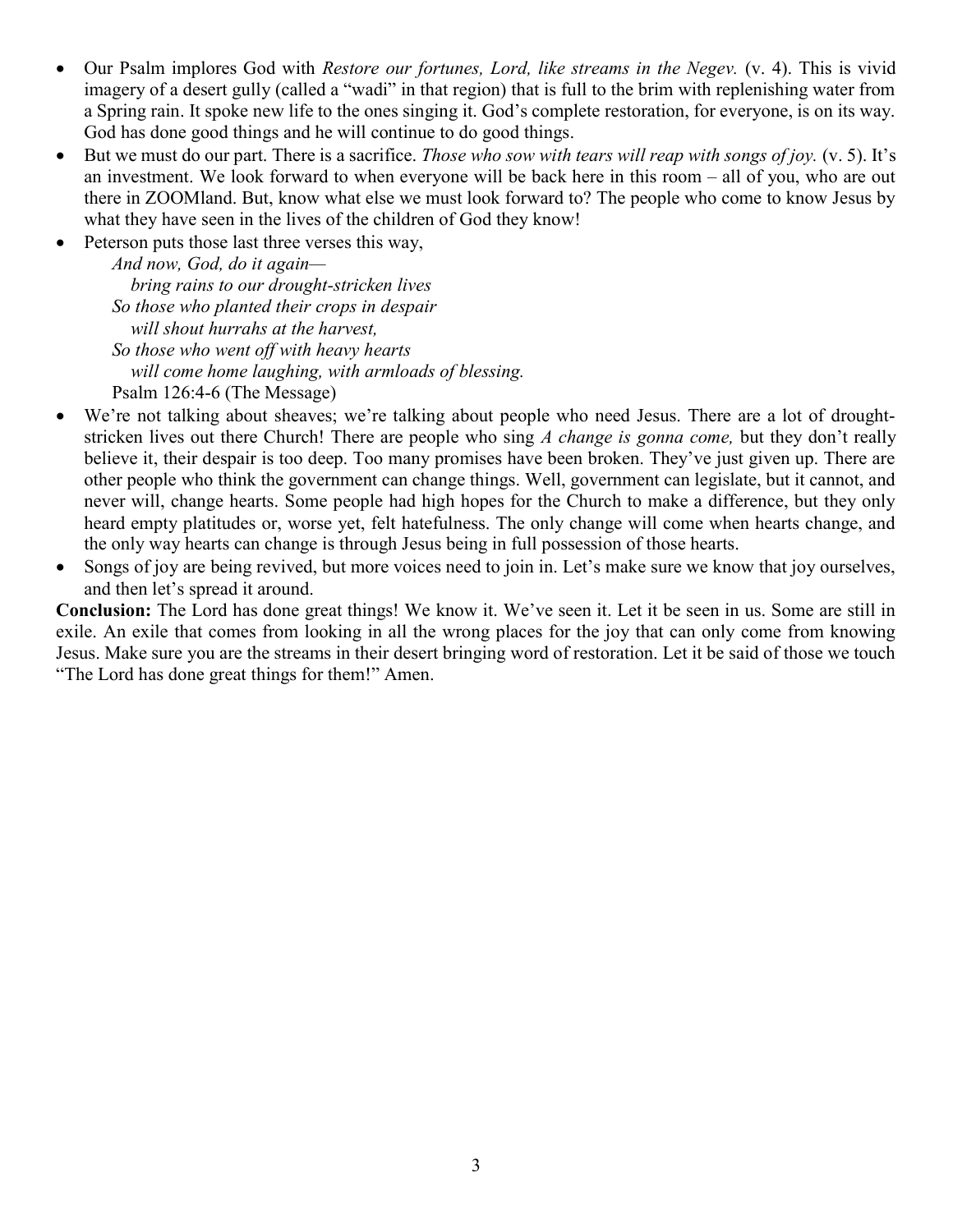- Our Psalm implores God with *Restore our fortunes, Lord, like streams in the Negev.* (v. 4). This is vivid imagery of a desert gully (called a "wadi" in that region) that is full to the brim with replenishing water from a Spring rain. It spoke new life to the ones singing it. God's complete restoration, for everyone, is on its way. God has done good things and he will continue to do good things.
- But we must do our part. There is a sacrifice. *Those who sow with tears will reap with songs of joy.* (v. 5). It's an investment. We look forward to when everyone will be back here in this room – all of you, who are out there in ZOOMland. But, know what else we must look forward to? The people who come to know Jesus by what they have seen in the lives of the children of God they know!
- Peterson puts those last three verses this way,

  *And now, God, do it again—*  
  *bring rains to our drought-stricken lives*  
  *So those who planted their crops in despair*  
  *will shout hurrahs at the harvest,*  
  *So those who went off with heavy hearts*  
  *will come home laughing, with armloads of blessing.*  
  Psalm 126:4-6 (The Message)

- We're not talking about sheaves; we're talking about people who need Jesus. There are a lot of drought-stricken lives out there Church! There are people who sing *A change is gonna come,* but they don't really believe it, their despair is too deep. Too many promises have been broken. They've just given up. There are other people who think the government can change things. Well, government can legislate, but it cannot, and never will, change hearts. Some people had high hopes for the Church to make a difference, but they only heard empty platitudes or, worse yet, felt hatefulness. The only change will come when hearts change, and the only way hearts can change is through Jesus being in full possession of those hearts.
- Songs of joy are being revived, but more voices need to join in. Let's make sure we know that joy ourselves, and then let's spread it around.

**Conclusion:** The Lord has done great things! We know it. We've seen it. Let it be seen in us. Some are still in exile. An exile that comes from looking in all the wrong places for the joy that can only come from knowing Jesus. Make sure you are the streams in their desert bringing word of restoration. Let it be said of those we touch "The Lord has done great things for them!" Amen.